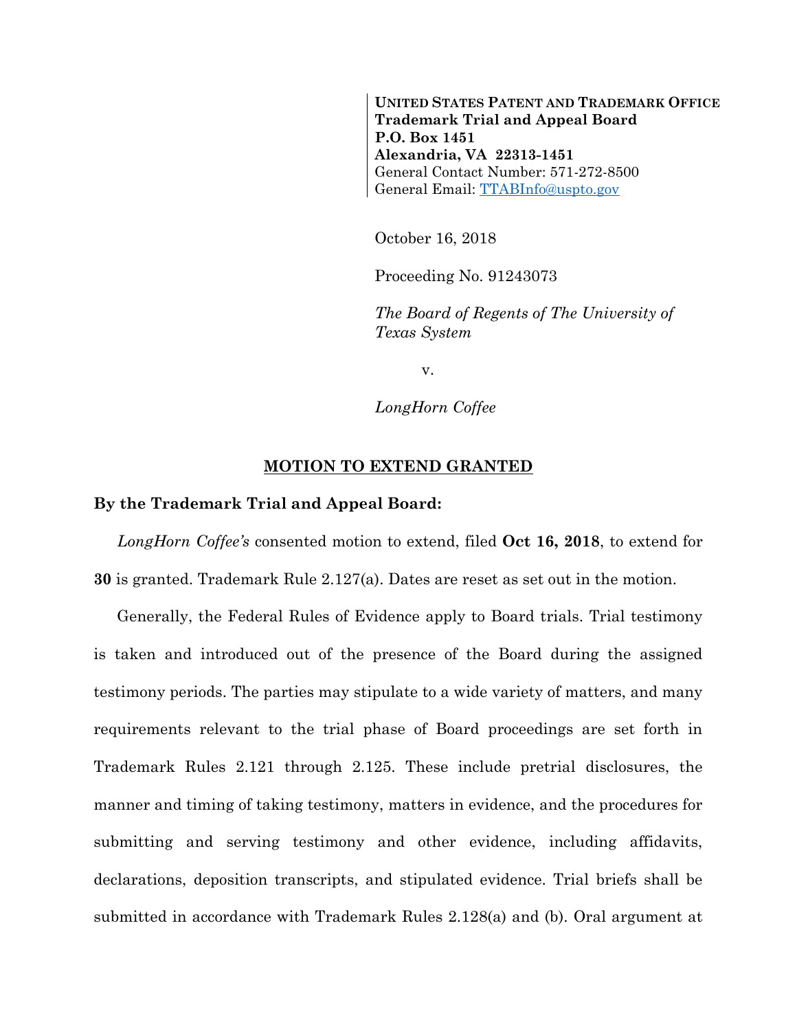**UNITED STATES PATENT AND TRADEMARK OFFICE**
**Trademark Trial and Appeal Board**
**P.O. Box 1451**
**Alexandria, VA 22313-1451**
General Contact Number: 571-272-8500
General Email: TTABInfo@uspto.gov

October 16, 2018

Proceeding No. 91243073

*The Board of Regents of The University of Texas System*

v.

*LongHorn Coffee*

## MOTION TO EXTEND GRANTED

**By the Trademark Trial and Appeal Board:**

*LongHorn Coffee's* consented motion to extend, filed **Oct 16, 2018**, to extend for **30** is granted. Trademark Rule 2.127(a). Dates are reset as set out in the motion.

Generally, the Federal Rules of Evidence apply to Board trials. Trial testimony is taken and introduced out of the presence of the Board during the assigned testimony periods. The parties may stipulate to a wide variety of matters, and many requirements relevant to the trial phase of Board proceedings are set forth in Trademark Rules 2.121 through 2.125. These include pretrial disclosures, the manner and timing of taking testimony, matters in evidence, and the procedures for submitting and serving testimony and other evidence, including affidavits, declarations, deposition transcripts, and stipulated evidence. Trial briefs shall be submitted in accordance with Trademark Rules 2.128(a) and (b). Oral argument at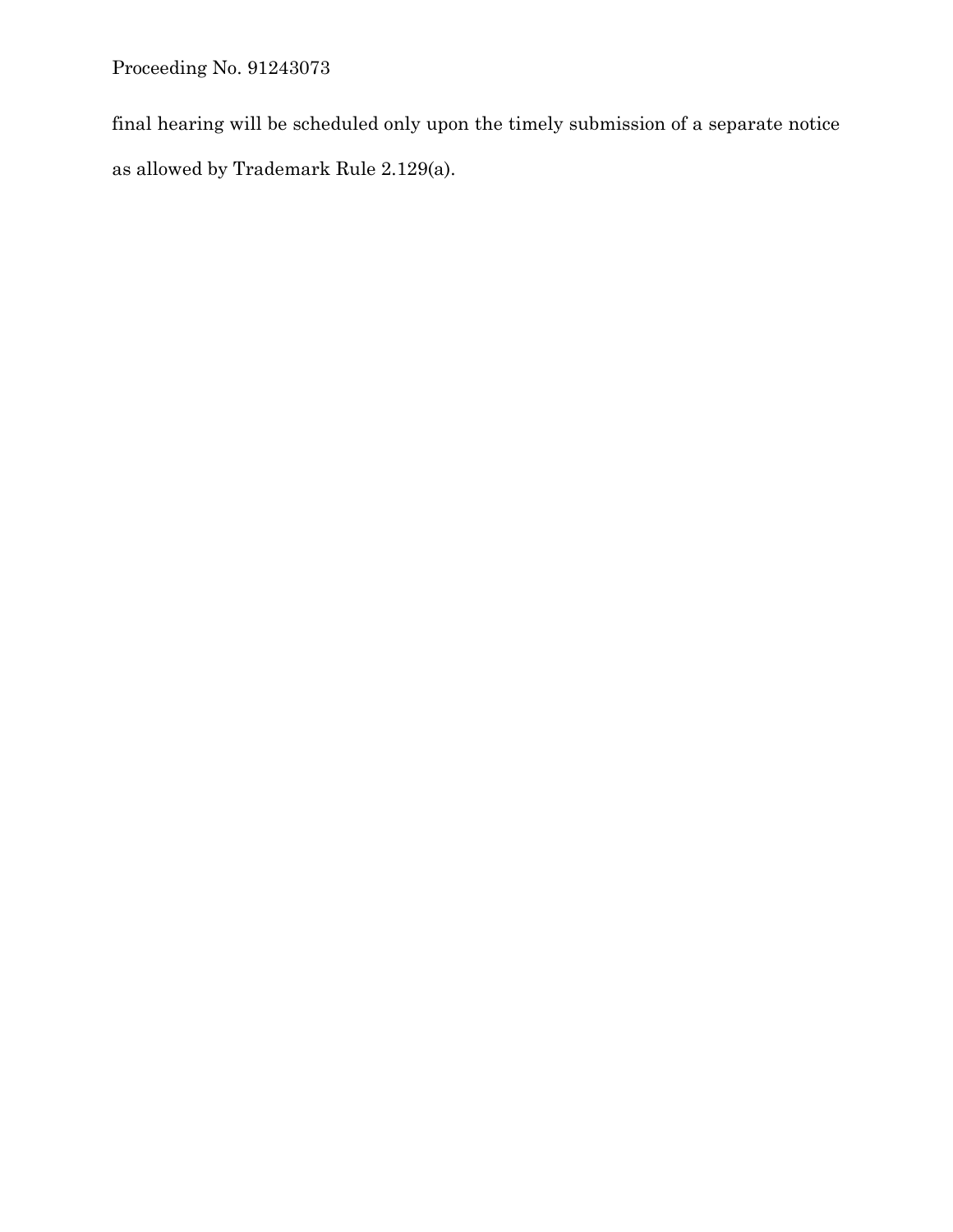final hearing will be scheduled only upon the timely submission of a separate notice as allowed by Trademark Rule 2.129(a).